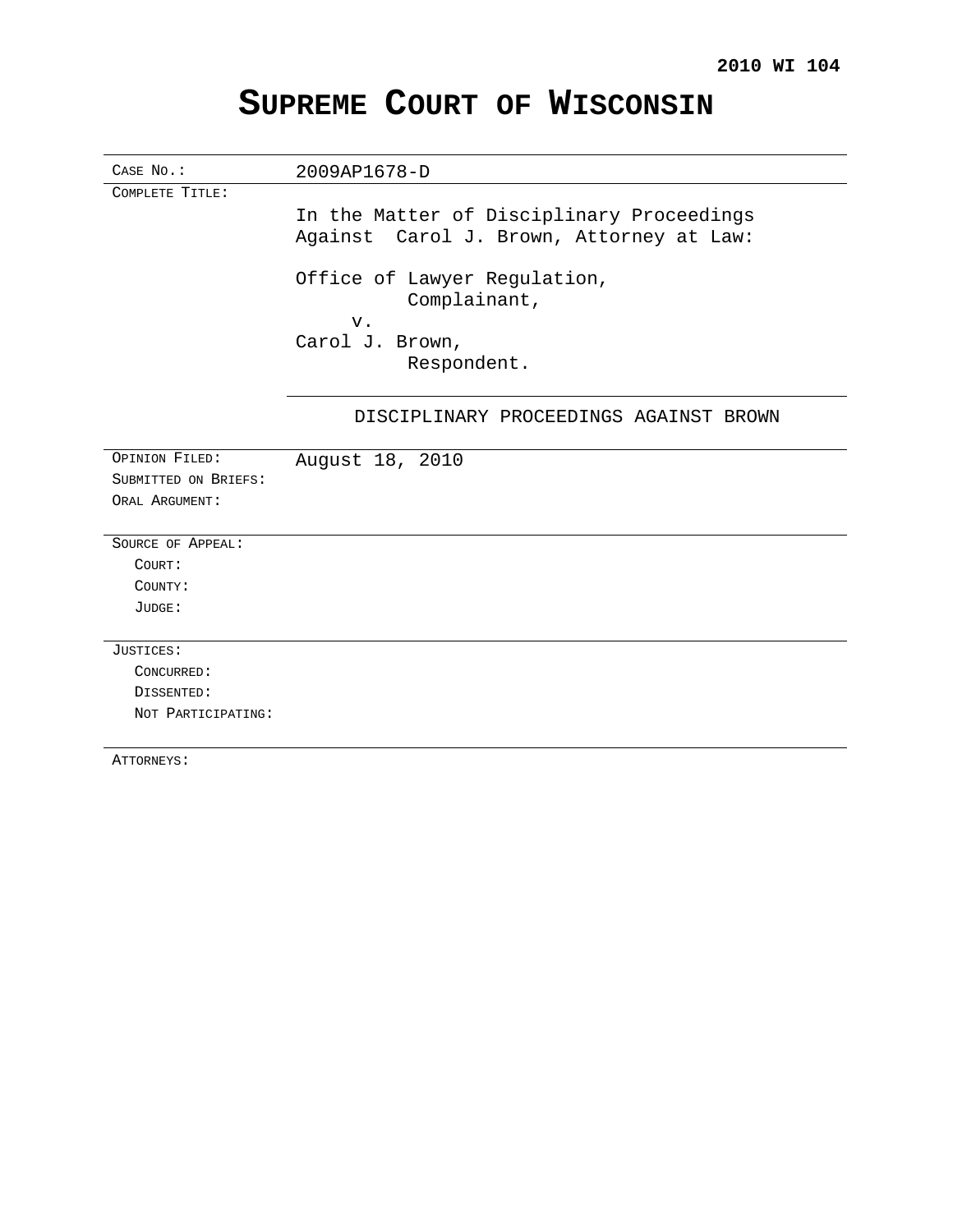**2010 WI 104**

# SUPREME COURT OF WISCONSIN

| | |
|---|---|
| CASE NO.: | 2009AP1678-D |
| COMPLETE TITLE: | In the Matter of Disciplinary Proceedings Against Carol J. Brown, Attorney at Law:<br><br>Office of Lawyer Regulation,<br>Complainant,<br>v.<br>Carol J. Brown,<br>Respondent. |
| | DISCIPLINARY PROCEEDINGS AGAINST BROWN |
| OPINION FILED: | August 18, 2010 |
| SUBMITTED ON BRIEFS: | |
| ORAL ARGUMENT: | |
| SOURCE OF APPEAL: | |
| COURT: | |
| COUNTY: | |
| JUDGE: | |
| JUSTICES: | |
| CONCURRED: | |
| DISSENTED: | |
| NOT PARTICIPATING: | |
| ATTORNEYS: | |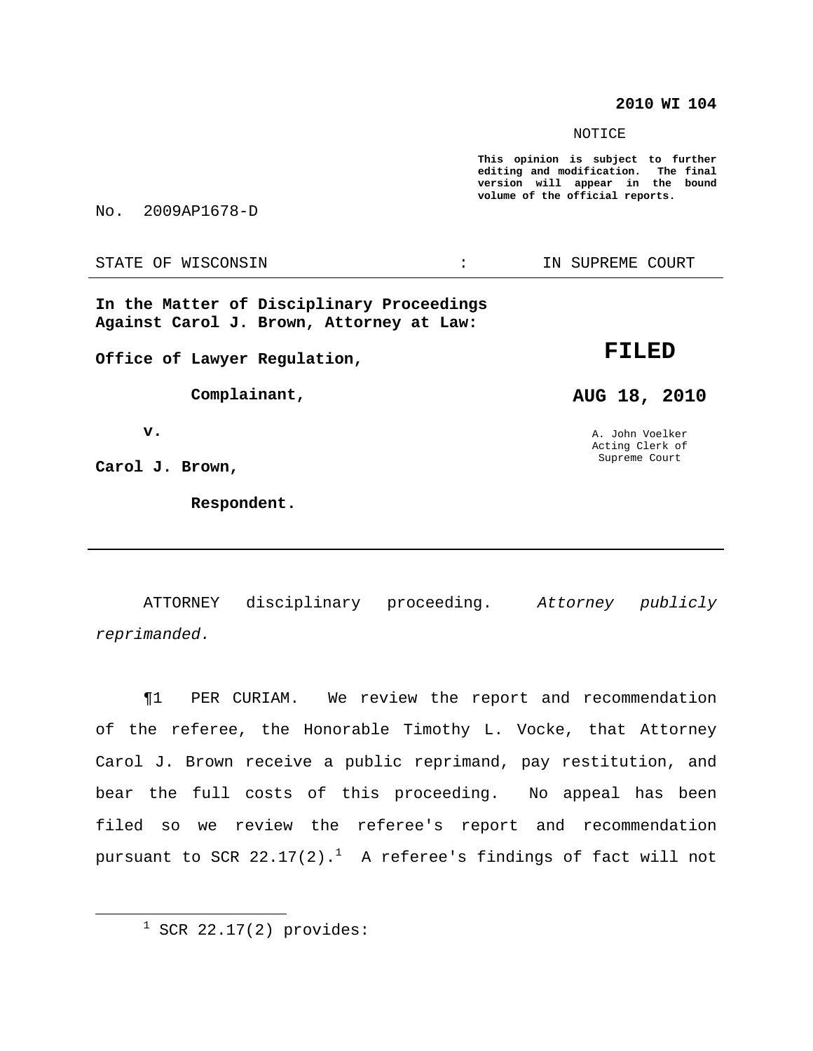**2010 WI 104**

NOTICE

**This opinion is subject to further editing and modification. The final version will appear in the bound volume of the official reports.**

No. 2009AP1678-D

STATE OF WISCONSIN : IN SUPREME COURT

**In the Matter of Disciplinary Proceedings Against Carol J. Brown, Attorney at Law:**

**Office of Lawyer Regulation,**

**Complainant,**

**v.**

**Carol J. Brown,**

**Respondent.**

**FILED**

**AUG 18, 2010**

A. John Voelker
Acting Clerk of
Supreme Court

---

ATTORNEY disciplinary proceeding. *Attorney publicly reprimanded.*

¶1 PER CURIAM. We review the report and recommendation of the referee, the Honorable Timothy L. Vocke, that Attorney Carol J. Brown receive a public reprimand, pay restitution, and bear the full costs of this proceeding. No appeal has been filed so we review the referee's report and recommendation pursuant to SCR 22.17(2).[1] A referee's findings of fact will not

---

[1] SCR 22.17(2) provides: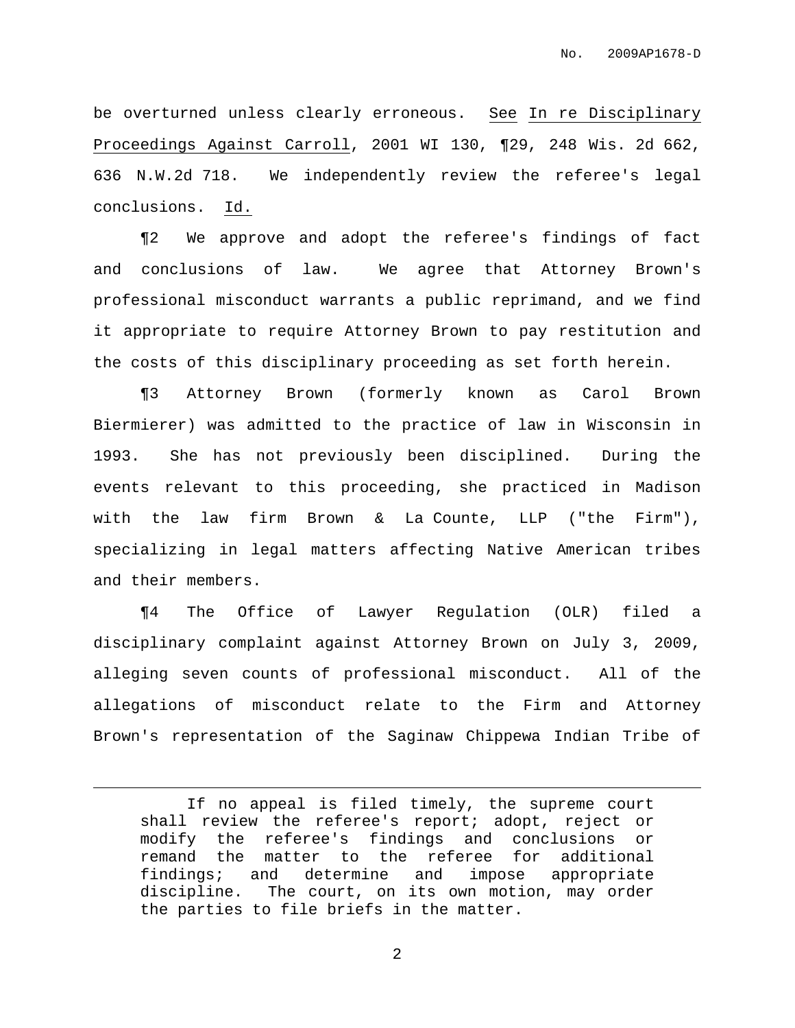be overturned unless clearly erroneous. See In re Disciplinary Proceedings Against Carroll, 2001 WI 130, ¶29, 248 Wis. 2d 662, 636 N.W.2d 718. We independently review the referee's legal conclusions. Id.

¶2 We approve and adopt the referee's findings of fact and conclusions of law. We agree that Attorney Brown's professional misconduct warrants a public reprimand, and we find it appropriate to require Attorney Brown to pay restitution and the costs of this disciplinary proceeding as set forth herein.

¶3 Attorney Brown (formerly known as Carol Brown Biermierer) was admitted to the practice of law in Wisconsin in 1993. She has not previously been disciplined. During the events relevant to this proceeding, she practiced in Madison with the law firm Brown & La Counte, LLP ("the Firm"), specializing in legal matters affecting Native American tribes and their members.

¶4 The Office of Lawyer Regulation (OLR) filed a disciplinary complaint against Attorney Brown on July 3, 2009, alleging seven counts of professional misconduct. All of the allegations of misconduct relate to the Firm and Attorney Brown's representation of the Saginaw Chippewa Indian Tribe of

---

If no appeal is filed timely, the supreme court shall review the referee's report; adopt, reject or modify the referee's findings and conclusions or remand the matter to the referee for additional findings; and determine and impose appropriate discipline. The court, on its own motion, may order the parties to file briefs in the matter.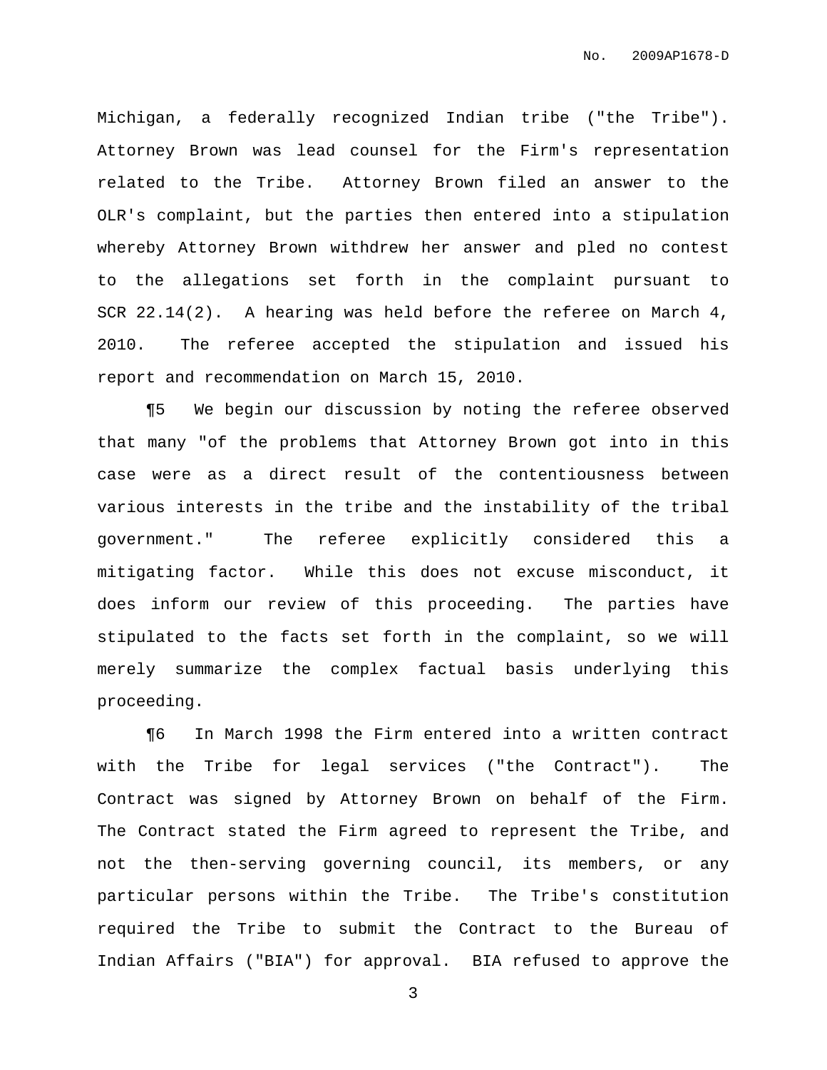Michigan, a federally recognized Indian tribe ("the Tribe"). Attorney Brown was lead counsel for the Firm's representation related to the Tribe. Attorney Brown filed an answer to the OLR's complaint, but the parties then entered into a stipulation whereby Attorney Brown withdrew her answer and pled no contest to the allegations set forth in the complaint pursuant to SCR 22.14(2). A hearing was held before the referee on March 4, 2010. The referee accepted the stipulation and issued his report and recommendation on March 15, 2010.

¶5 We begin our discussion by noting the referee observed that many "of the problems that Attorney Brown got into in this case were as a direct result of the contentiousness between various interests in the tribe and the instability of the tribal government." The referee explicitly considered this a mitigating factor. While this does not excuse misconduct, it does inform our review of this proceeding. The parties have stipulated to the facts set forth in the complaint, so we will merely summarize the complex factual basis underlying this proceeding.

¶6 In March 1998 the Firm entered into a written contract with the Tribe for legal services ("the Contract"). The Contract was signed by Attorney Brown on behalf of the Firm. The Contract stated the Firm agreed to represent the Tribe, and not the then-serving governing council, its members, or any particular persons within the Tribe. The Tribe's constitution required the Tribe to submit the Contract to the Bureau of Indian Affairs ("BIA") for approval. BIA refused to approve the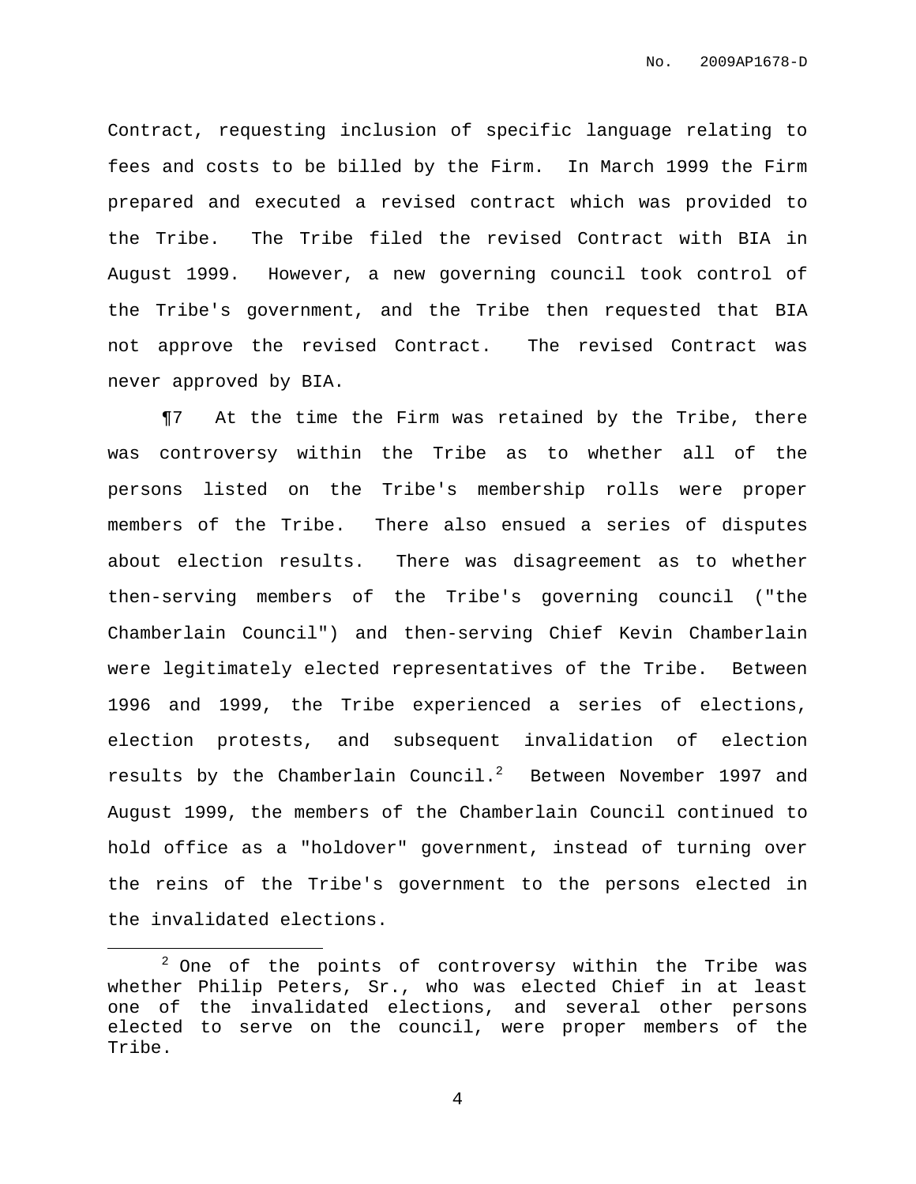Contract, requesting inclusion of specific language relating to fees and costs to be billed by the Firm. In March 1999 the Firm prepared and executed a revised contract which was provided to the Tribe. The Tribe filed the revised Contract with BIA in August 1999. However, a new governing council took control of the Tribe's government, and the Tribe then requested that BIA not approve the revised Contract. The revised Contract was never approved by BIA.

¶7 At the time the Firm was retained by the Tribe, there was controversy within the Tribe as to whether all of the persons listed on the Tribe's membership rolls were proper members of the Tribe. There also ensued a series of disputes about election results. There was disagreement as to whether then-serving members of the Tribe's governing council ("the Chamberlain Council") and then-serving Chief Kevin Chamberlain were legitimately elected representatives of the Tribe. Between 1996 and 1999, the Tribe experienced a series of elections, election protests, and subsequent invalidation of election results by the Chamberlain Council.[2] Between November 1997 and August 1999, the members of the Chamberlain Council continued to hold office as a "holdover" government, instead of turning over the reins of the Tribe's government to the persons elected in the invalidated elections.

[2] One of the points of controversy within the Tribe was whether Philip Peters, Sr., who was elected Chief in at least one of the invalidated elections, and several other persons elected to serve on the council, were proper members of the Tribe.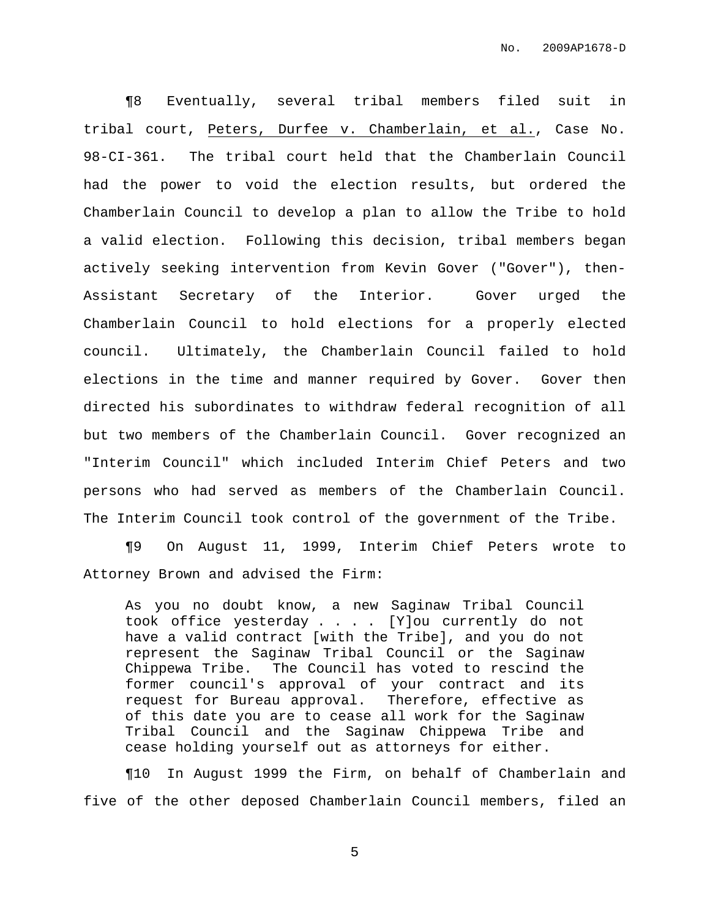¶8 Eventually, several tribal members filed suit in tribal court, Peters, Durfee v. Chamberlain, et al., Case No. 98-CI-361. The tribal court held that the Chamberlain Council had the power to void the election results, but ordered the Chamberlain Council to develop a plan to allow the Tribe to hold a valid election. Following this decision, tribal members began actively seeking intervention from Kevin Gover ("Gover"), then-Assistant Secretary of the Interior. Gover urged the Chamberlain Council to hold elections for a properly elected council. Ultimately, the Chamberlain Council failed to hold elections in the time and manner required by Gover. Gover then directed his subordinates to withdraw federal recognition of all but two members of the Chamberlain Council. Gover recognized an "Interim Council" which included Interim Chief Peters and two persons who had served as members of the Chamberlain Council. The Interim Council took control of the government of the Tribe.

¶9 On August 11, 1999, Interim Chief Peters wrote to Attorney Brown and advised the Firm:

> As you no doubt know, a new Saginaw Tribal Council took office yesterday . . . . [Y]ou currently do not have a valid contract [with the Tribe], and you do not represent the Saginaw Tribal Council or the Saginaw Chippewa Tribe. The Council has voted to rescind the former council's approval of your contract and its request for Bureau approval. Therefore, effective as of this date you are to cease all work for the Saginaw Tribal Council and the Saginaw Chippewa Tribe and cease holding yourself out as attorneys for either.

¶10 In August 1999 the Firm, on behalf of Chamberlain and five of the other deposed Chamberlain Council members, filed an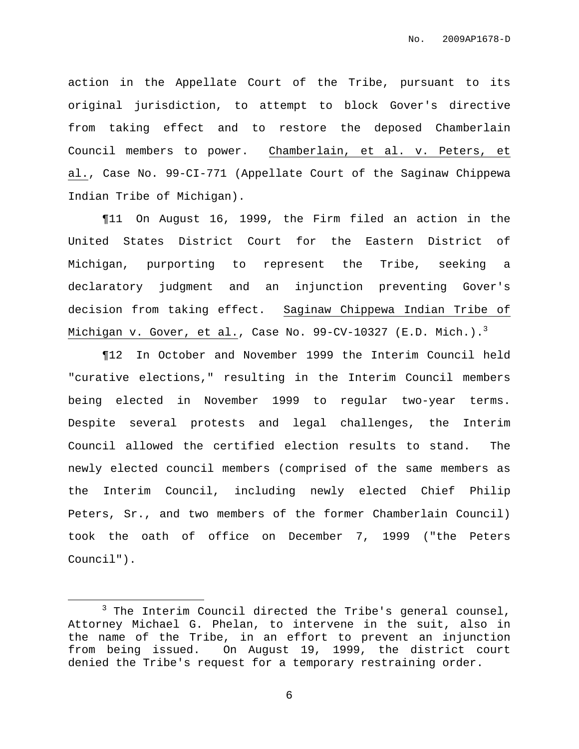action in the Appellate Court of the Tribe, pursuant to its original jurisdiction, to attempt to block Gover's directive from taking effect and to restore the deposed Chamberlain Council members to power. Chamberlain, et al. v. Peters, et al., Case No. 99-CI-771 (Appellate Court of the Saginaw Chippewa Indian Tribe of Michigan).

¶11 On August 16, 1999, the Firm filed an action in the United States District Court for the Eastern District of Michigan, purporting to represent the Tribe, seeking a declaratory judgment and an injunction preventing Gover's decision from taking effect. Saginaw Chippewa Indian Tribe of Michigan v. Gover, et al., Case No. 99-CV-10327 (E.D. Mich.).[3]

¶12 In October and November 1999 the Interim Council held "curative elections," resulting in the Interim Council members being elected in November 1999 to regular two-year terms. Despite several protests and legal challenges, the Interim Council allowed the certified election results to stand. The newly elected council members (comprised of the same members as the Interim Council, including newly elected Chief Philip Peters, Sr., and two members of the former Chamberlain Council) took the oath of office on December 7, 1999 ("the Peters Council").

---

[3] The Interim Council directed the Tribe's general counsel, Attorney Michael G. Phelan, to intervene in the suit, also in the name of the Tribe, in an effort to prevent an injunction from being issued. On August 19, 1999, the district court denied the Tribe's request for a temporary restraining order.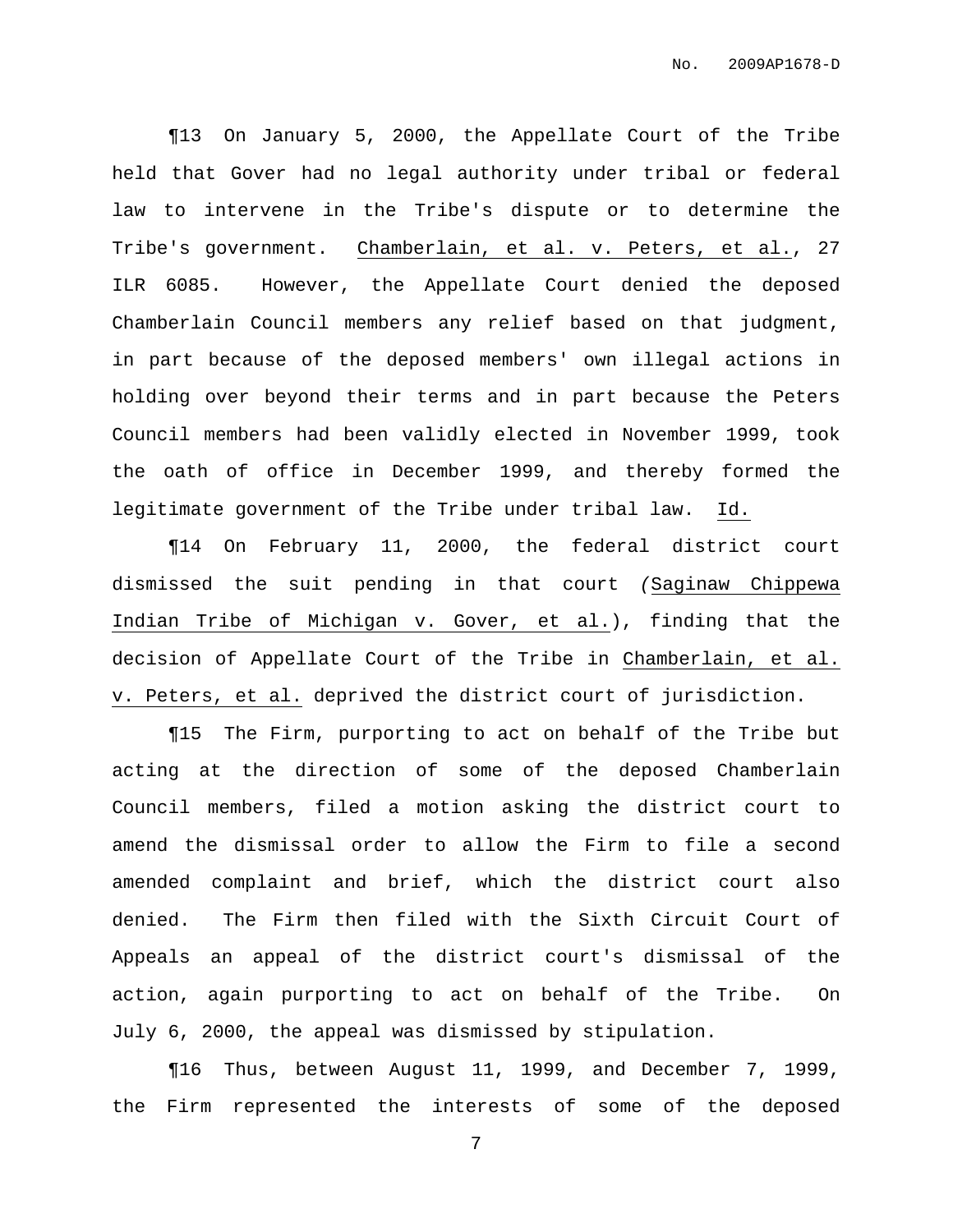¶13 On January 5, 2000, the Appellate Court of the Tribe held that Gover had no legal authority under tribal or federal law to intervene in the Tribe's dispute or to determine the Tribe's government. Chamberlain, et al. v. Peters, et al., 27 ILR 6085. However, the Appellate Court denied the deposed Chamberlain Council members any relief based on that judgment, in part because of the deposed members' own illegal actions in holding over beyond their terms and in part because the Peters Council members had been validly elected in November 1999, took the oath of office in December 1999, and thereby formed the legitimate government of the Tribe under tribal law. Id.

¶14 On February 11, 2000, the federal district court dismissed the suit pending in that court (Saginaw Chippewa Indian Tribe of Michigan v. Gover, et al.), finding that the decision of Appellate Court of the Tribe in Chamberlain, et al. v. Peters, et al. deprived the district court of jurisdiction.

¶15 The Firm, purporting to act on behalf of the Tribe but acting at the direction of some of the deposed Chamberlain Council members, filed a motion asking the district court to amend the dismissal order to allow the Firm to file a second amended complaint and brief, which the district court also denied. The Firm then filed with the Sixth Circuit Court of Appeals an appeal of the district court's dismissal of the action, again purporting to act on behalf of the Tribe. On July 6, 2000, the appeal was dismissed by stipulation.

¶16 Thus, between August 11, 1999, and December 7, 1999, the Firm represented the interests of some of the deposed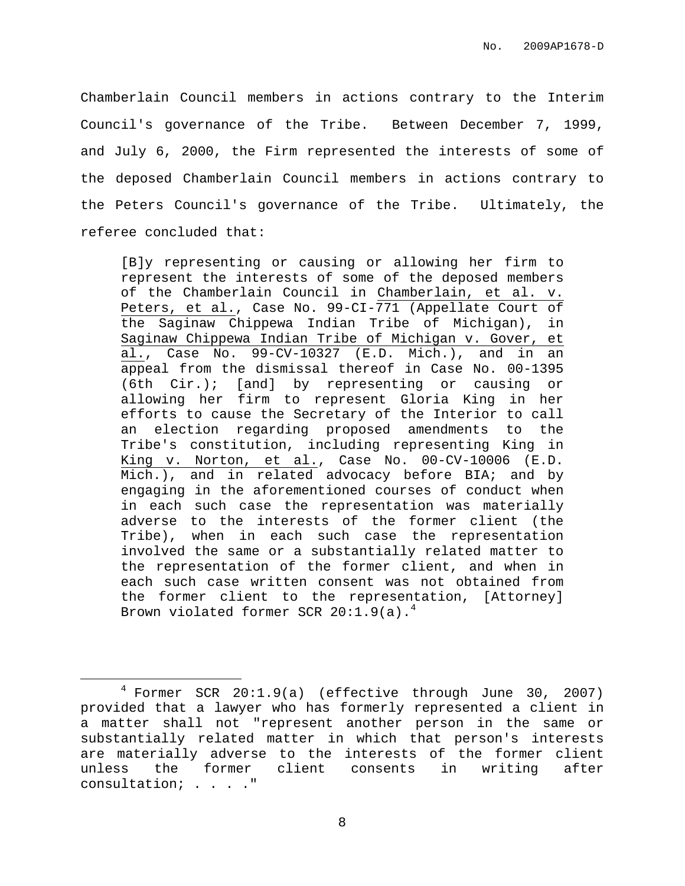Chamberlain Council members in actions contrary to the Interim Council's governance of the Tribe. Between December 7, 1999, and July 6, 2000, the Firm represented the interests of some of the deposed Chamberlain Council members in actions contrary to the Peters Council's governance of the Tribe. Ultimately, the referee concluded that:

> [B]y representing or causing or allowing her firm to represent the interests of some of the deposed members of the Chamberlain Council in <u>Chamberlain, et al. v. Peters, et al.</u>, Case No. 99-CI-771 (Appellate Court of the Saginaw Chippewa Indian Tribe of Michigan), in <u>Saginaw Chippewa Indian Tribe of Michigan v. Gover, et al.</u>, Case No. 99-CV-10327 (E.D. Mich.), and in an appeal from the dismissal thereof in Case No. 00-1395 (6th Cir.); [and] by representing or causing or allowing her firm to represent Gloria King in her efforts to cause the Secretary of the Interior to call an election regarding proposed amendments to the Tribe's constitution, including representing King in <u>King v. Norton, et al.</u>, Case No. 00-CV-10006 (E.D. Mich.), and in related advocacy before BIA; and by engaging in the aforementioned courses of conduct when in each such case the representation was materially adverse to the interests of the former client (the Tribe), when in each such case the representation involved the same or a substantially related matter to the representation of the former client, and when in each such case written consent was not obtained from the former client to the representation, [Attorney] Brown violated former SCR 20:1.9(a).[4]

---

[4] Former SCR 20:1.9(a) (effective through June 30, 2007) provided that a lawyer who has formerly represented a client in a matter shall not "represent another person in the same or substantially related matter in which that person's interests are materially adverse to the interests of the former client unless the former client consents in writing after consultation; . . . ."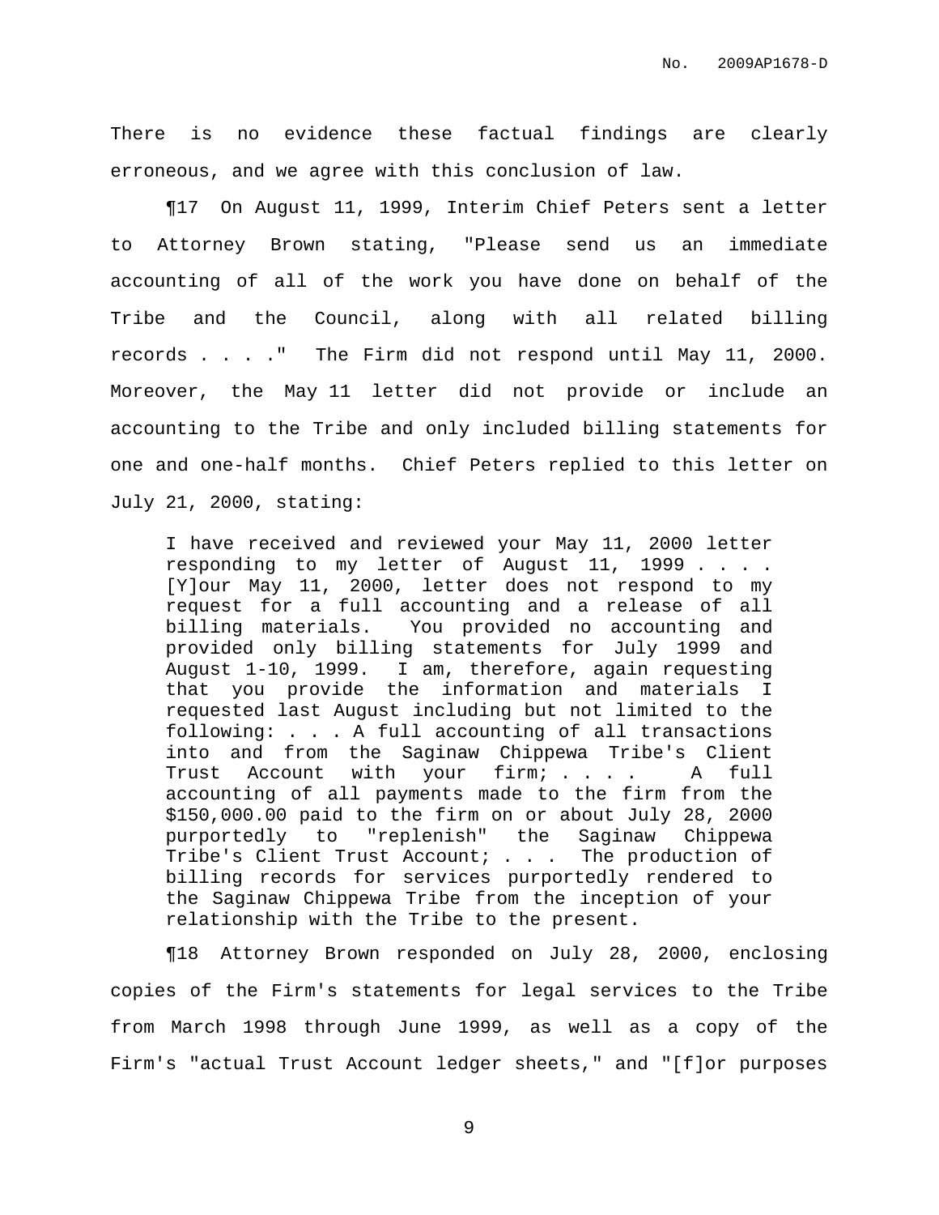There is no evidence these factual findings are clearly erroneous, and we agree with this conclusion of law.

¶17 On August 11, 1999, Interim Chief Peters sent a letter to Attorney Brown stating, "Please send us an immediate accounting of all of the work you have done on behalf of the Tribe and the Council, along with all related billing records . . . ." The Firm did not respond until May 11, 2000. Moreover, the May 11 letter did not provide or include an accounting to the Tribe and only included billing statements for one and one-half months. Chief Peters replied to this letter on July 21, 2000, stating:

> I have received and reviewed your May 11, 2000 letter responding to my letter of August 11, 1999 . . . . [Y]our May 11, 2000, letter does not respond to my request for a full accounting and a release of all billing materials. You provided no accounting and provided only billing statements for July 1999 and August 1-10, 1999. I am, therefore, again requesting that you provide the information and materials I requested last August including but not limited to the following: . . . A full accounting of all transactions into and from the Saginaw Chippewa Tribe's Client Trust Account with your firm; . . . . A full accounting of all payments made to the firm from the $150,000.00 paid to the firm on or about July 28, 2000 purportedly to "replenish" the Saginaw Chippewa Tribe's Client Trust Account; . . . The production of billing records for services purportedly rendered to the Saginaw Chippewa Tribe from the inception of your relationship with the Tribe to the present.

¶18 Attorney Brown responded on July 28, 2000, enclosing copies of the Firm's statements for legal services to the Tribe from March 1998 through June 1999, as well as a copy of the Firm's "actual Trust Account ledger sheets," and "[f]or purposes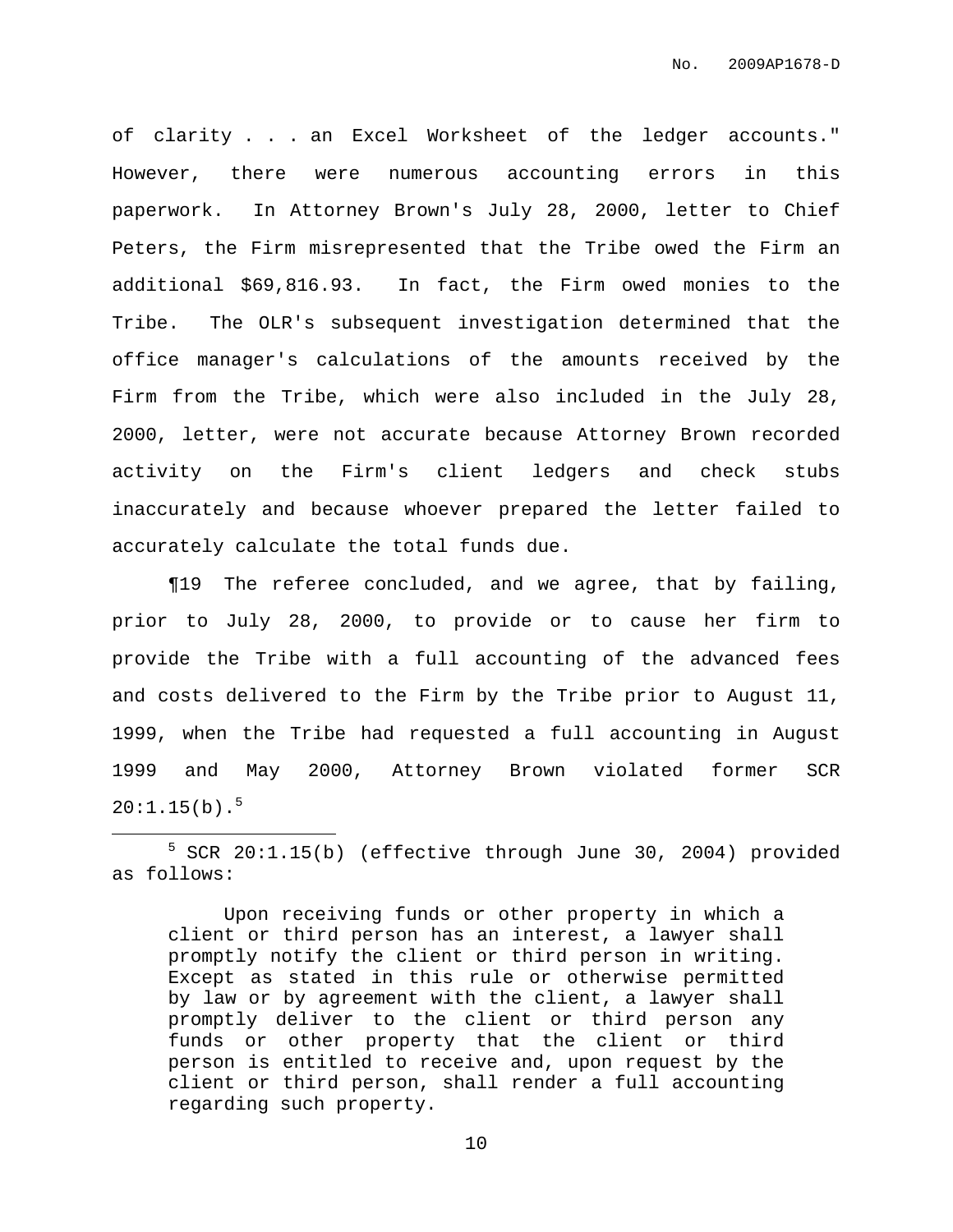of clarity . . . an Excel Worksheet of the ledger accounts." However, there were numerous accounting errors in this paperwork. In Attorney Brown's July 28, 2000, letter to Chief Peters, the Firm misrepresented that the Tribe owed the Firm an additional $69,816.93. In fact, the Firm owed monies to the Tribe. The OLR's subsequent investigation determined that the office manager's calculations of the amounts received by the Firm from the Tribe, which were also included in the July 28, 2000, letter, were not accurate because Attorney Brown recorded activity on the Firm's client ledgers and check stubs inaccurately and because whoever prepared the letter failed to accurately calculate the total funds due.

¶19 The referee concluded, and we agree, that by failing, prior to July 28, 2000, to provide or to cause her firm to provide the Tribe with a full accounting of the advanced fees and costs delivered to the Firm by the Tribe prior to August 11, 1999, when the Tribe had requested a full accounting in August 1999 and May 2000, Attorney Brown violated former SCR 20:1.15(b).[5]

---

[5] SCR 20:1.15(b) (effective through June 30, 2004) provided as follows:

> Upon receiving funds or other property in which a client or third person has an interest, a lawyer shall promptly notify the client or third person in writing. Except as stated in this rule or otherwise permitted by law or by agreement with the client, a lawyer shall promptly deliver to the client or third person any funds or other property that the client or third person is entitled to receive and, upon request by the client or third person, shall render a full accounting regarding such property.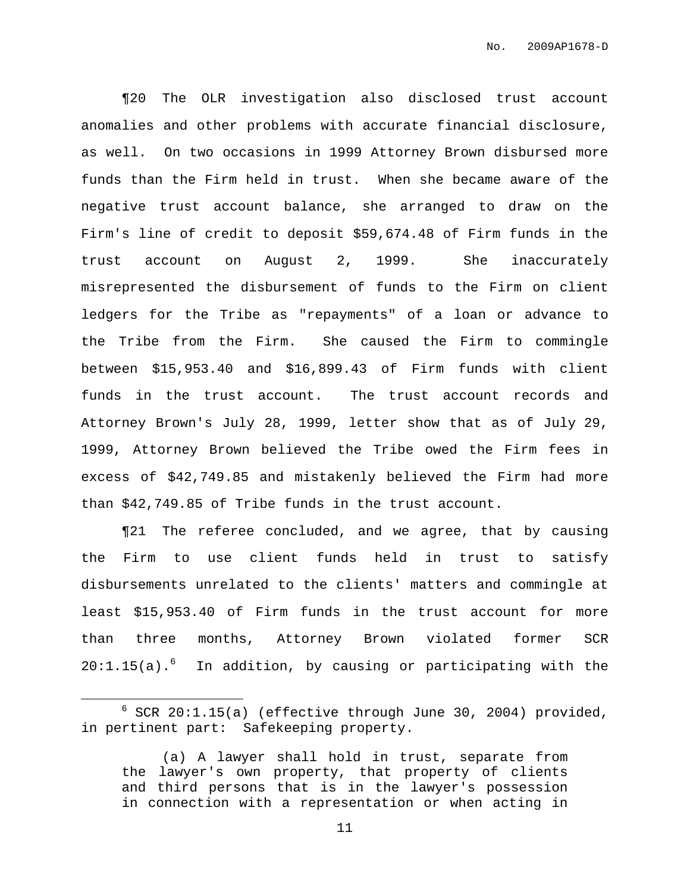¶20 The OLR investigation also disclosed trust account anomalies and other problems with accurate financial disclosure, as well. On two occasions in 1999 Attorney Brown disbursed more funds than the Firm held in trust. When she became aware of the negative trust account balance, she arranged to draw on the Firm's line of credit to deposit $59,674.48 of Firm funds in the trust account on August 2, 1999. She inaccurately misrepresented the disbursement of funds to the Firm on client ledgers for the Tribe as "repayments" of a loan or advance to the Tribe from the Firm. She caused the Firm to commingle between $15,953.40 and $16,899.43 of Firm funds with client funds in the trust account. The trust account records and Attorney Brown's July 28, 1999, letter show that as of July 29, 1999, Attorney Brown believed the Tribe owed the Firm fees in excess of $42,749.85 and mistakenly believed the Firm had more than $42,749.85 of Tribe funds in the trust account.

¶21 The referee concluded, and we agree, that by causing the Firm to use client funds held in trust to satisfy disbursements unrelated to the clients' matters and commingle at least $15,953.40 of Firm funds in the trust account for more than three months, Attorney Brown violated former SCR 20:1.15(a).[6] In addition, by causing or participating with the

---

[6] SCR 20:1.15(a) (effective through June 30, 2004) provided, in pertinent part: Safekeeping property.

> (a) A lawyer shall hold in trust, separate from the lawyer's own property, that property of clients and third persons that is in the lawyer's possession in connection with a representation or when acting in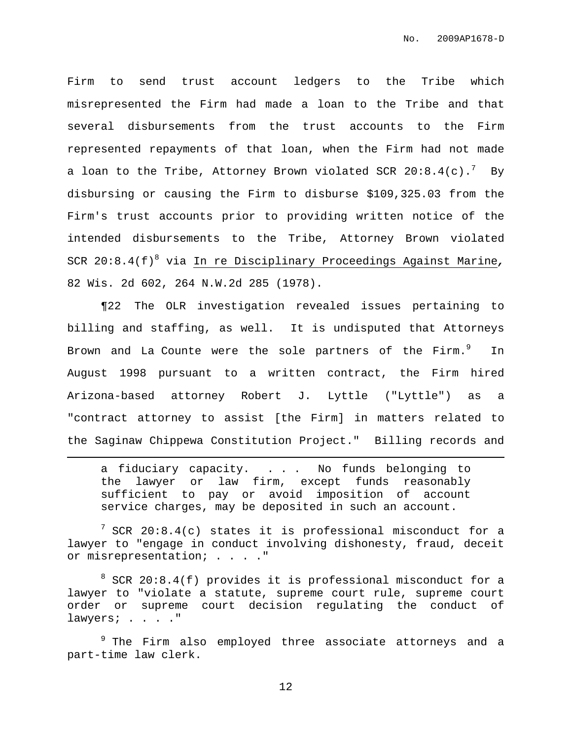Firm to send trust account ledgers to the Tribe which misrepresented the Firm had made a loan to the Tribe and that several disbursements from the trust accounts to the Firm represented repayments of that loan, when the Firm had not made a loan to the Tribe, Attorney Brown violated SCR 20:8.4(c).[7] By disbursing or causing the Firm to disburse $109,325.03 from the Firm's trust accounts prior to providing written notice of the intended disbursements to the Tribe, Attorney Brown violated SCR 20:8.4(f)[8] via In re Disciplinary Proceedings Against Marine, 82 Wis. 2d 602, 264 N.W.2d 285 (1978).

¶22 The OLR investigation revealed issues pertaining to billing and staffing, as well. It is undisputed that Attorneys Brown and La Counte were the sole partners of the Firm.[9] In August 1998 pursuant to a written contract, the Firm hired Arizona-based attorney Robert J. Lyttle ("Lyttle") as a "contract attorney to assist [the Firm] in matters related to the Saginaw Chippewa Constitution Project." Billing records and

---

> a fiduciary capacity. . . . No funds belonging to the lawyer or law firm, except funds reasonably sufficient to pay or avoid imposition of account service charges, may be deposited in such an account.

[7] SCR 20:8.4(c) states it is professional misconduct for a lawyer to "engage in conduct involving dishonesty, fraud, deceit or misrepresentation; . . . ."

[8] SCR 20:8.4(f) provides it is professional misconduct for a lawyer to "violate a statute, supreme court rule, supreme court order or supreme court decision regulating the conduct of lawyers; . . . ."

[9] The Firm also employed three associate attorneys and a part-time law clerk.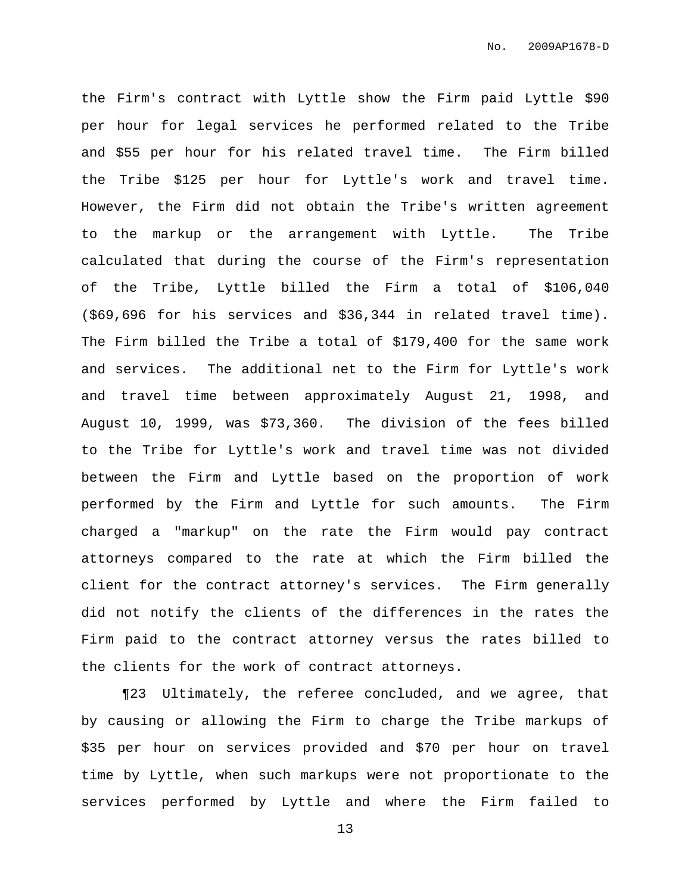the Firm's contract with Lyttle show the Firm paid Lyttle $90 per hour for legal services he performed related to the Tribe and $55 per hour for his related travel time. The Firm billed the Tribe $125 per hour for Lyttle's work and travel time. However, the Firm did not obtain the Tribe's written agreement to the markup or the arrangement with Lyttle. The Tribe calculated that during the course of the Firm's representation of the Tribe, Lyttle billed the Firm a total of $106,040 ($69,696 for his services and $36,344 in related travel time). The Firm billed the Tribe a total of $179,400 for the same work and services. The additional net to the Firm for Lyttle's work and travel time between approximately August 21, 1998, and August 10, 1999, was $73,360. The division of the fees billed to the Tribe for Lyttle's work and travel time was not divided between the Firm and Lyttle based on the proportion of work performed by the Firm and Lyttle for such amounts. The Firm charged a "markup" on the rate the Firm would pay contract attorneys compared to the rate at which the Firm billed the client for the contract attorney's services. The Firm generally did not notify the clients of the differences in the rates the Firm paid to the contract attorney versus the rates billed to the clients for the work of contract attorneys.

¶23 Ultimately, the referee concluded, and we agree, that by causing or allowing the Firm to charge the Tribe markups of $35 per hour on services provided and $70 per hour on travel time by Lyttle, when such markups were not proportionate to the services performed by Lyttle and where the Firm failed to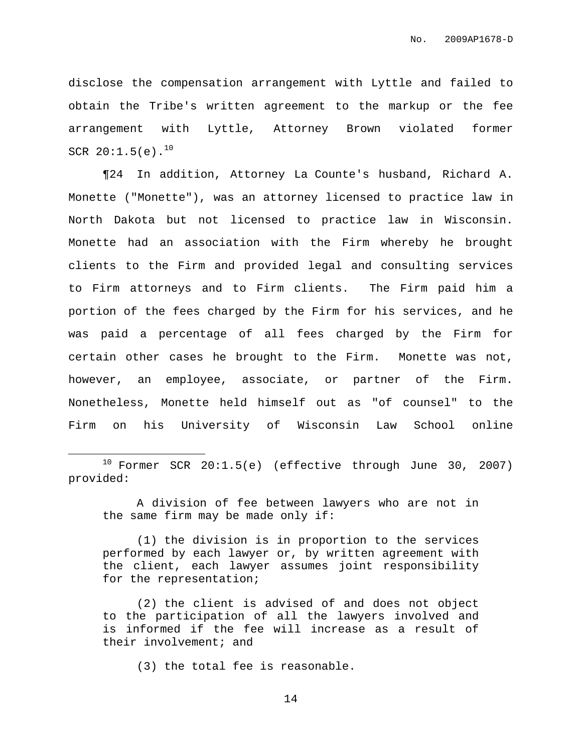disclose the compensation arrangement with Lyttle and failed to obtain the Tribe's written agreement to the markup or the fee arrangement with Lyttle, Attorney Brown violated former SCR 20:1.5(e).[10]

¶24 In addition, Attorney La Counte's husband, Richard A. Monette ("Monette"), was an attorney licensed to practice law in North Dakota but not licensed to practice law in Wisconsin. Monette had an association with the Firm whereby he brought clients to the Firm and provided legal and consulting services to Firm attorneys and to Firm clients. The Firm paid him a portion of the fees charged by the Firm for his services, and he was paid a percentage of all fees charged by the Firm for certain other cases he brought to the Firm. Monette was not, however, an employee, associate, or partner of the Firm. Nonetheless, Monette held himself out as "of counsel" to the Firm on his University of Wisconsin Law School online

---

[10] Former SCR 20:1.5(e) (effective through June 30, 2007) provided:

> A division of fee between lawyers who are not in the same firm may be made only if:
>
> (1) the division is in proportion to the services performed by each lawyer or, by written agreement with the client, each lawyer assumes joint responsibility for the representation;
>
> (2) the client is advised of and does not object to the participation of all the lawyers involved and is informed if the fee will increase as a result of their involvement; and
>
> (3) the total fee is reasonable.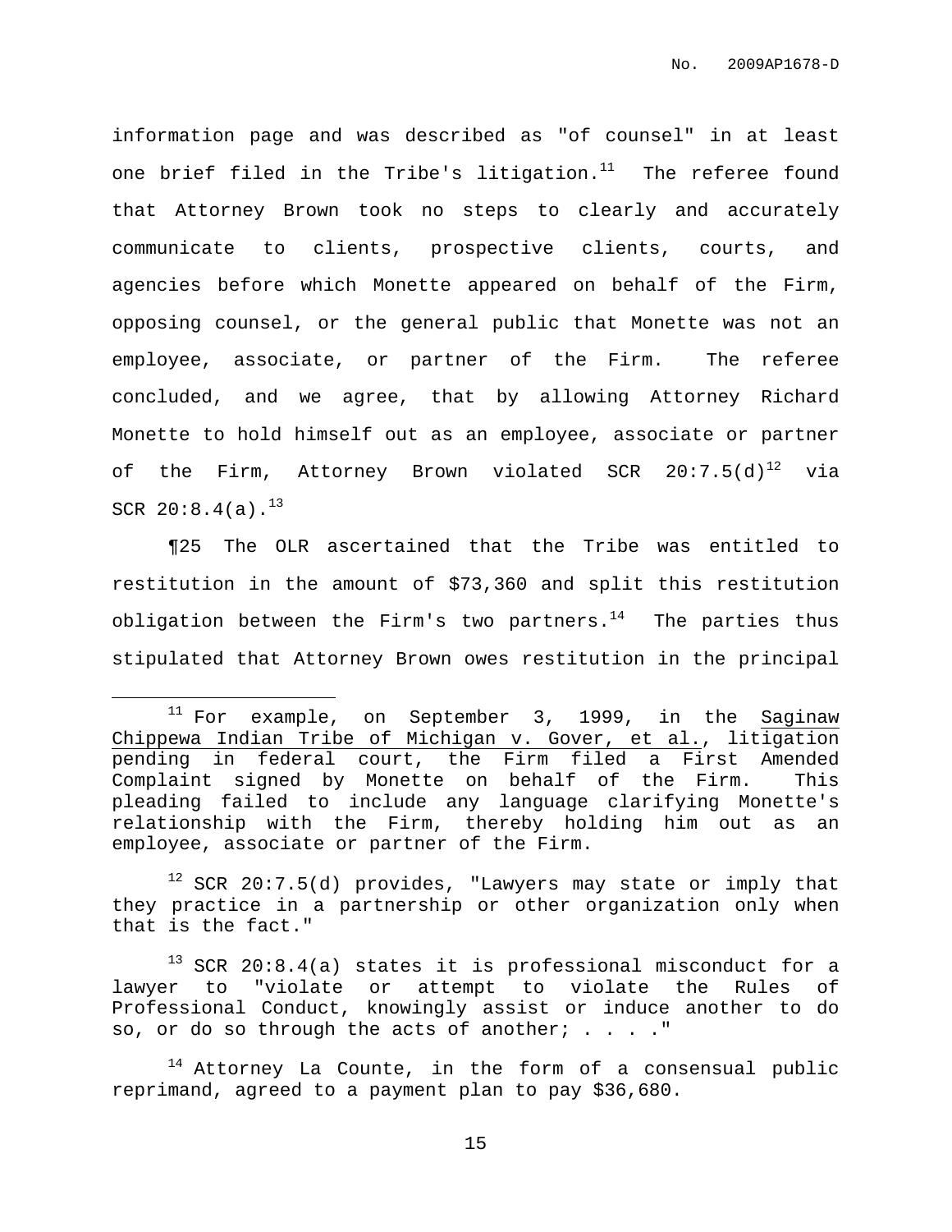information page and was described as "of counsel" in at least one brief filed in the Tribe's litigation.[11] The referee found that Attorney Brown took no steps to clearly and accurately communicate to clients, prospective clients, courts, and agencies before which Monette appeared on behalf of the Firm, opposing counsel, or the general public that Monette was not an employee, associate, or partner of the Firm. The referee concluded, and we agree, that by allowing Attorney Richard Monette to hold himself out as an employee, associate or partner of the Firm, Attorney Brown violated SCR 20:7.5(d)[12] via SCR 20:8.4(a).[13]

¶25 The OLR ascertained that the Tribe was entitled to restitution in the amount of $73,360 and split this restitution obligation between the Firm's two partners.[14] The parties thus stipulated that Attorney Brown owes restitution in the principal

---

[11] For example, on September 3, 1999, in the Saginaw Chippewa Indian Tribe of Michigan v. Gover, et al., litigation pending in federal court, the Firm filed a First Amended Complaint signed by Monette on behalf of the Firm. This pleading failed to include any language clarifying Monette's relationship with the Firm, thereby holding him out as an employee, associate or partner of the Firm.

[12] SCR 20:7.5(d) provides, "Lawyers may state or imply that they practice in a partnership or other organization only when that is the fact."

[13] SCR 20:8.4(a) states it is professional misconduct for a lawyer to "violate or attempt to violate the Rules of Professional Conduct, knowingly assist or induce another to do so, or do so through the acts of another; . . . ."

[14] Attorney La Counte, in the form of a consensual public reprimand, agreed to a payment plan to pay $36,680.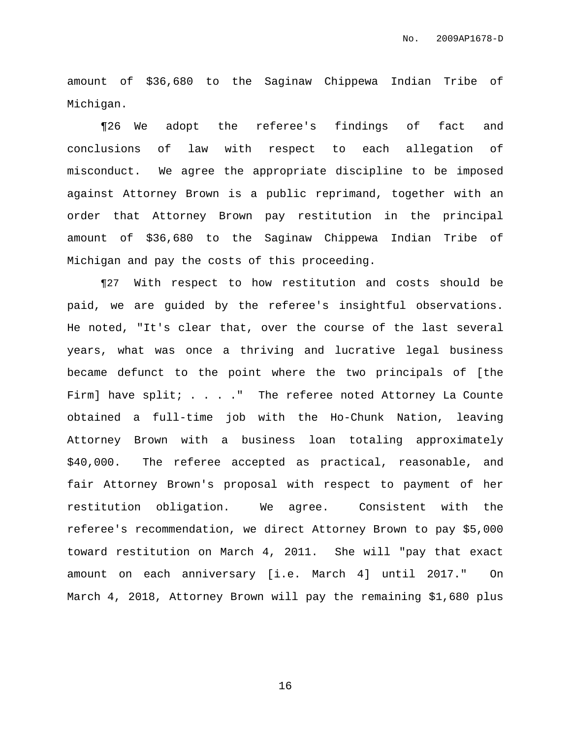amount of $36,680 to the Saginaw Chippewa Indian Tribe of Michigan.

¶26 We adopt the referee's findings of fact and conclusions of law with respect to each allegation of misconduct. We agree the appropriate discipline to be imposed against Attorney Brown is a public reprimand, together with an order that Attorney Brown pay restitution in the principal amount of $36,680 to the Saginaw Chippewa Indian Tribe of Michigan and pay the costs of this proceeding.

¶27 With respect to how restitution and costs should be paid, we are guided by the referee's insightful observations. He noted, "It's clear that, over the course of the last several years, what was once a thriving and lucrative legal business became defunct to the point where the two principals of [the Firm] have split; . . . ." The referee noted Attorney La Counte obtained a full-time job with the Ho-Chunk Nation, leaving Attorney Brown with a business loan totaling approximately $40,000. The referee accepted as practical, reasonable, and fair Attorney Brown's proposal with respect to payment of her restitution obligation. We agree. Consistent with the referee's recommendation, we direct Attorney Brown to pay $5,000 toward restitution on March 4, 2011. She will "pay that exact amount on each anniversary [i.e. March 4] until 2017." On March 4, 2018, Attorney Brown will pay the remaining $1,680 plus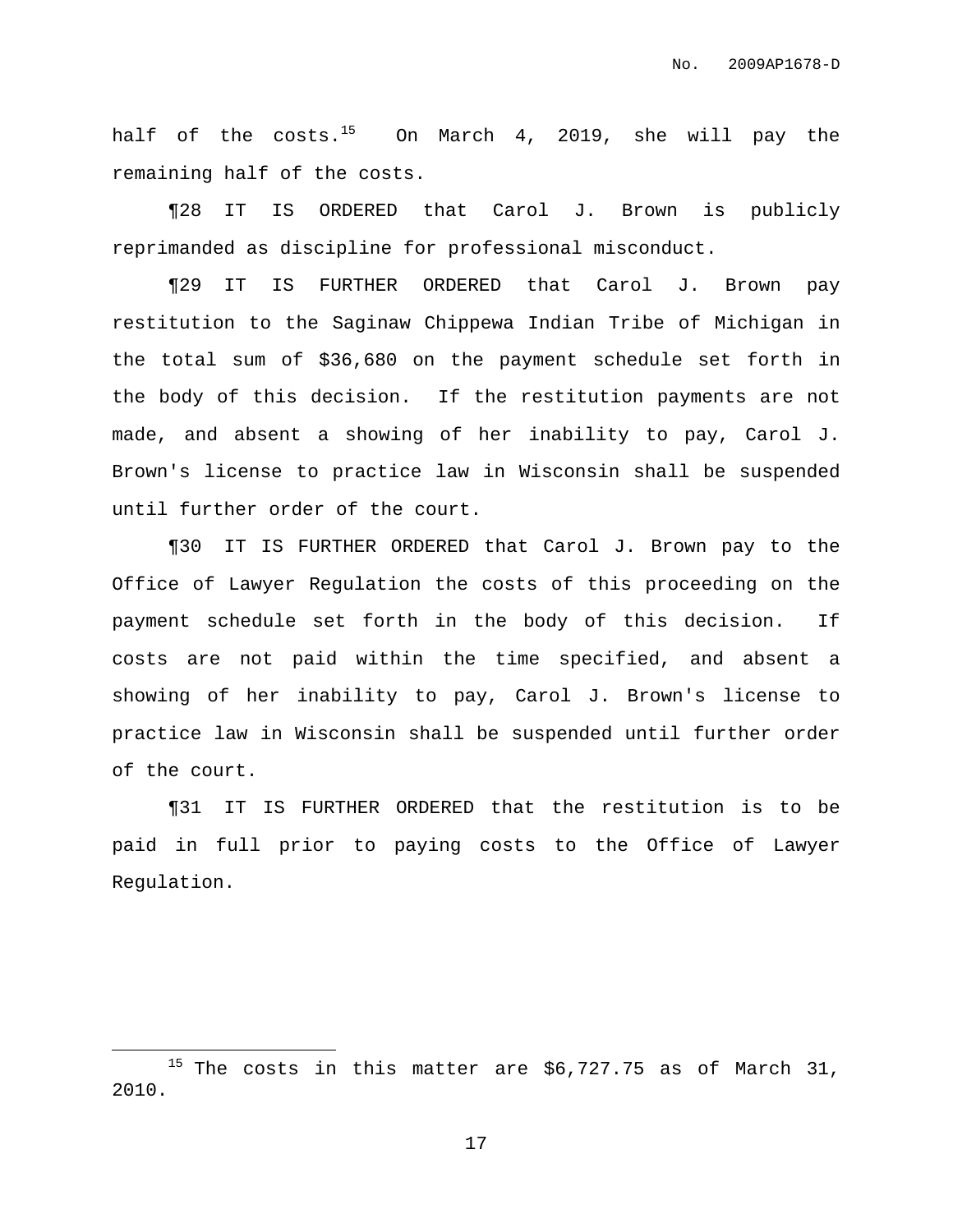half of the costs.[15] On March 4, 2019, she will pay the remaining half of the costs.

¶28 IT IS ORDERED that Carol J. Brown is publicly reprimanded as discipline for professional misconduct.

¶29 IT IS FURTHER ORDERED that Carol J. Brown pay restitution to the Saginaw Chippewa Indian Tribe of Michigan in the total sum of $36,680 on the payment schedule set forth in the body of this decision. If the restitution payments are not made, and absent a showing of her inability to pay, Carol J. Brown's license to practice law in Wisconsin shall be suspended until further order of the court.

¶30 IT IS FURTHER ORDERED that Carol J. Brown pay to the Office of Lawyer Regulation the costs of this proceeding on the payment schedule set forth in the body of this decision. If costs are not paid within the time specified, and absent a showing of her inability to pay, Carol J. Brown's license to practice law in Wisconsin shall be suspended until further order of the court.

¶31 IT IS FURTHER ORDERED that the restitution is to be paid in full prior to paying costs to the Office of Lawyer Regulation.

---

[15] The costs in this matter are $6,727.75 as of March 31, 2010.